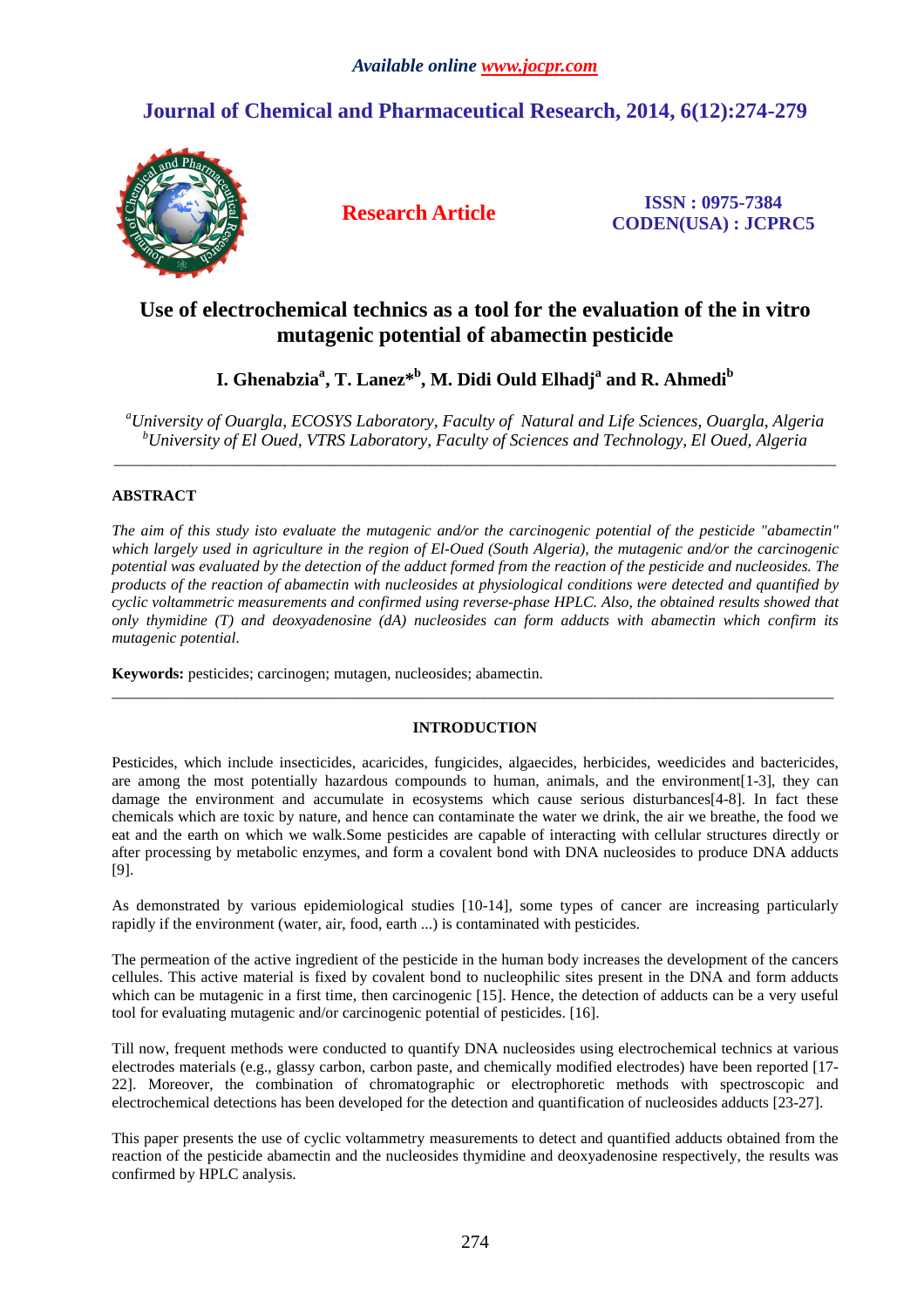*Available online www.jocpr.com*

## Journal of Chemical and Pharmaceutical Research, 2014, 6(12):274-279

**Research Article**

**ISSN : 0975-7384**
**CODEN(USA) : JCPRC5**

# Use of electrochemical technics as a tool for the evaluation of the in vitro mutagenic potential of abamectin pesticide

**I. Ghenabzia[a], T. Lanez*[b], M. Didi Ould Elhadj[a] and R. Ahmedi[b]**

*[a]University of Ouargla, ECOSYS Laboratory, Faculty of Natural and Life Sciences, Ouargla, Algeria*
*[b]University of El Oued, VTRS Laboratory, Faculty of Sciences and Technology, El Oued, Algeria*

---

## ABSTRACT

*The aim of this study isto evaluate the mutagenic and/or the carcinogenic potential of the pesticide "abamectin" which largely used in agriculture in the region of El-Oued (South Algeria), the mutagenic and/or the carcinogenic potential was evaluated by the detection of the adduct formed from the reaction of the pesticide and nucleosides. The products of the reaction of abamectin with nucleosides at physiological conditions were detected and quantified by cyclic voltammetric measurements and confirmed using reverse-phase HPLC. Also, the obtained results showed that only thymidine (T) and deoxyadenosine (dA) nucleosides can form adducts with abamectin which confirm its mutagenic potential.*

**Keywords:** pesticides; carcinogen; mutagen, nucleosides; abamectin.

---

## INTRODUCTION

Pesticides, which include insecticides, acaricides, fungicides, algaecides, herbicides, weedicides and bactericides, are among the most potentially hazardous compounds to human, animals, and the environment[1-3], they can damage the environment and accumulate in ecosystems which cause serious disturbances[4-8]. In fact these chemicals which are toxic by nature, and hence can contaminate the water we drink, the air we breathe, the food we eat and the earth on which we walk.Some pesticides are capable of interacting with cellular structures directly or after processing by metabolic enzymes, and form a covalent bond with DNA nucleosides to produce DNA adducts [9].

As demonstrated by various epidemiological studies [10-14], some types of cancer are increasing particularly rapidly if the environment (water, air, food, earth ...) is contaminated with pesticides.

The permeation of the active ingredient of the pesticide in the human body increases the development of the cancers cellules. This active material is fixed by covalent bond to nucleophilic sites present in the DNA and form adducts which can be mutagenic in a first time, then carcinogenic [15]. Hence, the detection of adducts can be a very useful tool for evaluating mutagenic and/or carcinogenic potential of pesticides. [16].

Till now, frequent methods were conducted to quantify DNA nucleosides using electrochemical technics at various electrodes materials (e.g., glassy carbon, carbon paste, and chemically modified electrodes) have been reported [17-22]. Moreover, the combination of chromatographic or electrophoretic methods with spectroscopic and electrochemical detections has been developed for the detection and quantification of nucleosides adducts [23-27].

This paper presents the use of cyclic voltammetry measurements to detect and quantified adducts obtained from the reaction of the pesticide abamectin and the nucleosides thymidine and deoxyadenosine respectively, the results was confirmed by HPLC analysis.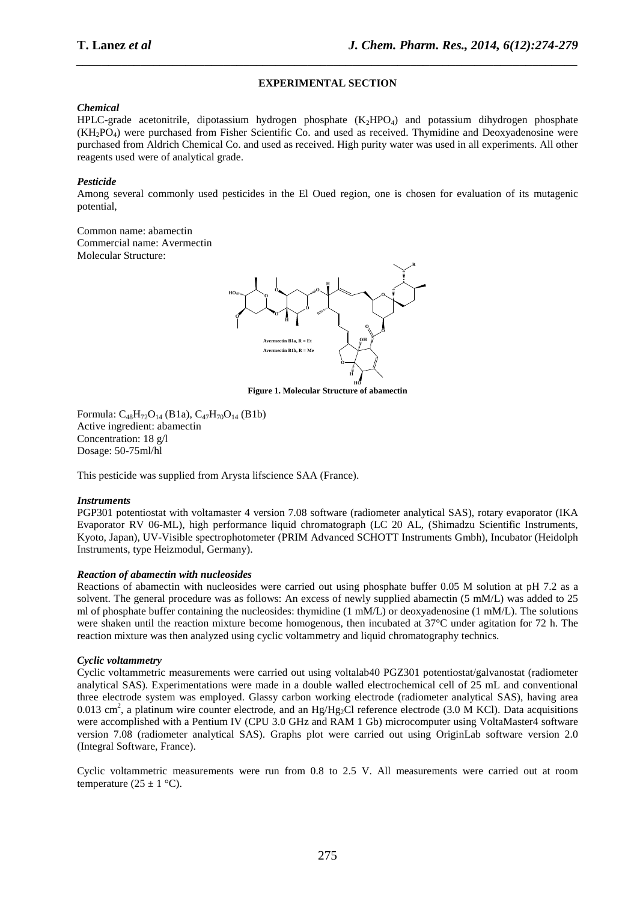## EXPERIMENTAL SECTION

### *Chemical*

HPLC-grade acetonitrile, dipotassium hydrogen phosphate ($K_2HPO_4$) and potassium dihydrogen phosphate ($KH_2PO_4$) were purchased from Fisher Scientific Co. and used as received. Thymidine and Deoxyadenosine were purchased from Aldrich Chemical Co. and used as received. High purity water was used in all experiments. All other reagents used were of analytical grade.

### *Pesticide*

Among several commonly used pesticides in the El Oued region, one is chosen for evaluation of its mutagenic potential,

Common name: abamectin
Commercial name: Avermectin
Molecular Structure:

**Figure 1. Molecular Structure of abamectin**

Formula: $C_{48}H_{72}O_{14}$ (B1a), $C_{47}H_{70}O_{14}$ (B1b)
Active ingredient: abamectin
Concentration: 18 g/l
Dosage: 50-75ml/hl

This pesticide was supplied from Arysta lifscience SAA (France).

### *Instruments*

PGP301 potentiostat with voltamaster 4 version 7.08 software (radiometer analytical SAS), rotary evaporator (IKA Evaporator RV 06-ML), high performance liquid chromatograph (LC 20 AL, (Shimadzu Scientific Instruments, Kyoto, Japan), UV-Visible spectrophotometer (PRIM Advanced SCHOTT Instruments Gmbh), Incubator (Heidolph Instruments, type Heizmodul, Germany).

### *Reaction of abamectin with nucleosides*

Reactions of abamectin with nucleosides were carried out using phosphate buffer 0.05 M solution at pH 7.2 as a solvent. The general procedure was as follows: An excess of newly supplied abamectin (5 mM/L) was added to 25 ml of phosphate buffer containing the nucleosides: thymidine (1 mM/L) or deoxyadenosine (1 mM/L). The solutions were shaken until the reaction mixture become homogenous, then incubated at 37°C under agitation for 72 h. The reaction mixture was then analyzed using cyclic voltammetry and liquid chromatography technics.

### *Cyclic voltammetry*

Cyclic voltammetric measurements were carried out using voltalab40 PGZ301 potentiostat/galvanostat (radiometer analytical SAS). Experimentations were made in a double walled electrochemical cell of 25 mL and conventional three electrode system was employed. Glassy carbon working electrode (radiometer analytical SAS), having area 0.013 $cm^2$, a platinum wire counter electrode, and an $Hg/Hg_2Cl$ reference electrode (3.0 M KCl). Data acquisitions were accomplished with a Pentium IV (CPU 3.0 GHz and RAM 1 Gb) microcomputer using VoltaMaster4 software version 7.08 (radiometer analytical SAS). Graphs plot were carried out using OriginLab software version 2.0 (Integral Software, France).

Cyclic voltammetric measurements were run from 0.8 to 2.5 V. All measurements were carried out at room temperature (25 ± 1 °C).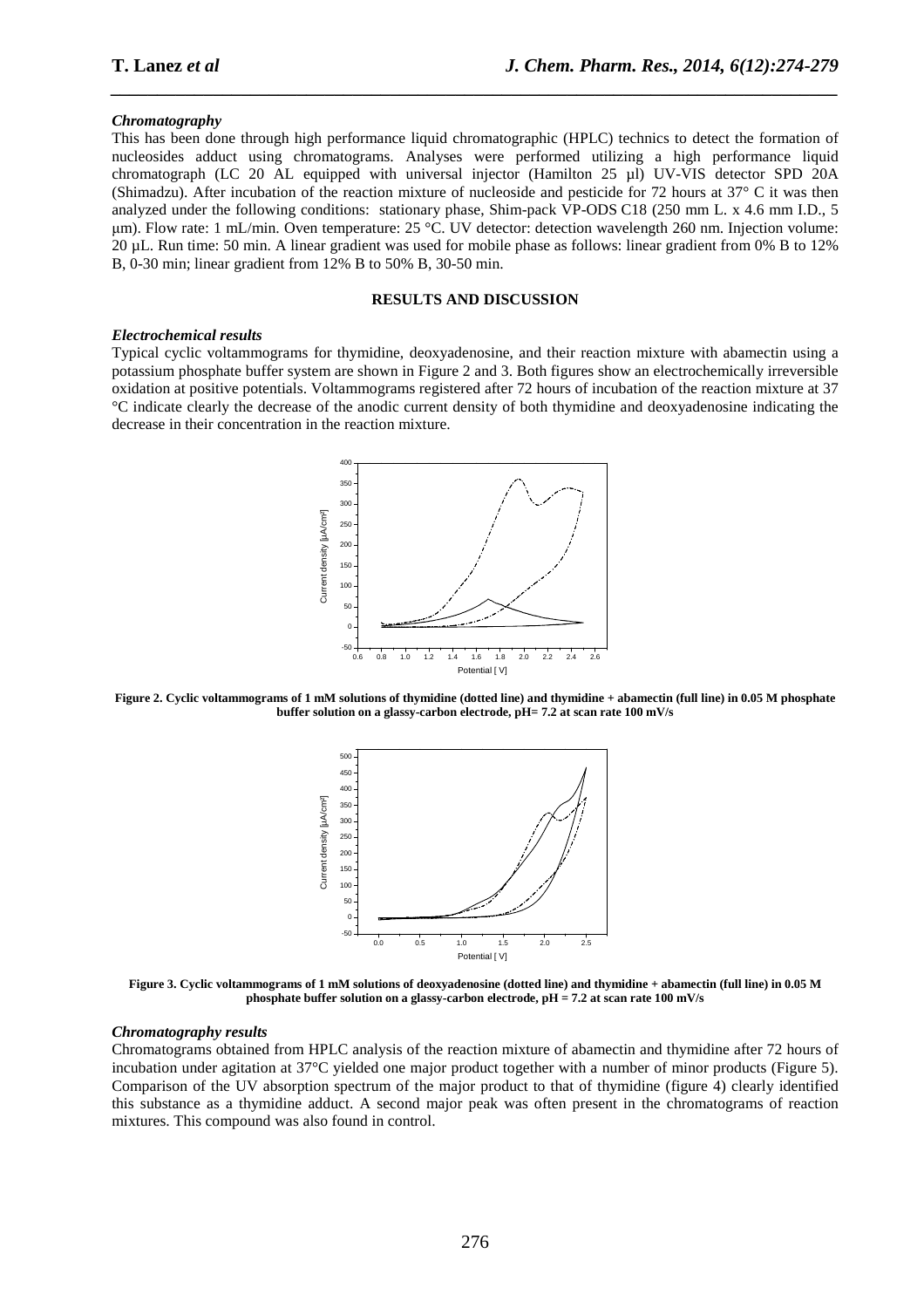### *Chromatography*

This has been done through high performance liquid chromatographic (HPLC) technics to detect the formation of nucleosides adduct using chromatograms. Analyses were performed utilizing a high performance liquid chromatograph (LC 20 AL equipped with universal injector (Hamilton 25 µl) UV-VIS detector SPD 20A (Shimadzu). After incubation of the reaction mixture of nucleoside and pesticide for 72 hours at 37° C it was then analyzed under the following conditions: stationary phase, Shim-pack VP-ODS C18 (250 mm L. x 4.6 mm I.D., 5 µm). Flow rate: 1 mL/min. Oven temperature: 25 °C. UV detector: detection wavelength 260 nm. Injection volume: 20 µL. Run time: 50 min. A linear gradient was used for mobile phase as follows: linear gradient from 0% B to 12% B, 0-30 min; linear gradient from 12% B to 50% B, 30-50 min.

## RESULTS AND DISCUSSION

### *Electrochemical results*

Typical cyclic voltammograms for thymidine, deoxyadenosine, and their reaction mixture with abamectin using a potassium phosphate buffer system are shown in Figure 2 and 3. Both figures show an electrochemically irreversible oxidation at positive potentials. Voltammograms registered after 72 hours of incubation of the reaction mixture at 37 °C indicate clearly the decrease of the anodic current density of both thymidine and deoxyadenosine indicating the decrease in their concentration in the reaction mixture.

**Figure 2. Cyclic voltammograms of 1 mM solutions of thymidine (dotted line) and thymidine + abamectin (full line) in 0.05 M phosphate buffer solution on a glassy-carbon electrode, pH= 7.2 at scan rate 100 mV/s**

**Figure 3. Cyclic voltammograms of 1 mM solutions of deoxyadenosine (dotted line) and thymidine + abamectin (full line) in 0.05 M phosphate buffer solution on a glassy-carbon electrode, pH = 7.2 at scan rate 100 mV/s**

### *Chromatography results*

Chromatograms obtained from HPLC analysis of the reaction mixture of abamectin and thymidine after 72 hours of incubation under agitation at 37°C yielded one major product together with a number of minor products (Figure 5). Comparison of the UV absorption spectrum of the major product to that of thymidine (figure 4) clearly identified this substance as a thymidine adduct. A second major peak was often present in the chromatograms of reaction mixtures. This compound was also found in control.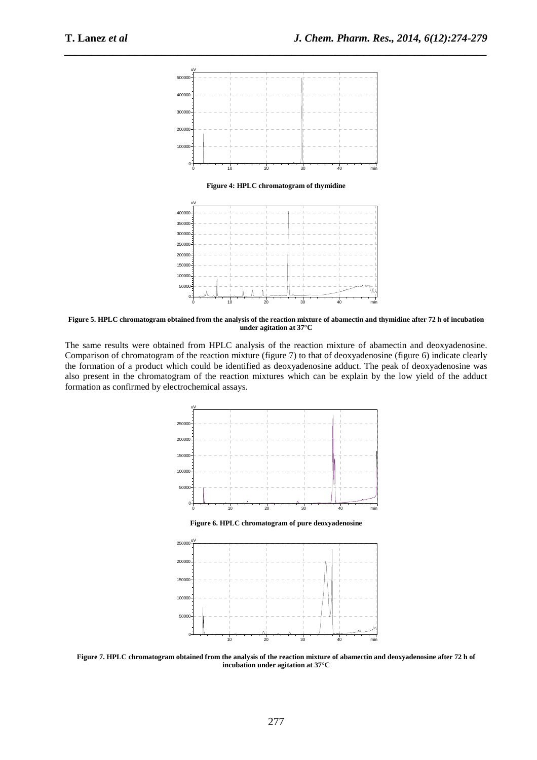Figure 4: HPLC chromatogram of thymidine

Figure 5. HPLC chromatogram obtained from the analysis of the reaction mixture of abamectin and thymidine after 72 h of incubation under agitation at 37°C

The same results were obtained from HPLC analysis of the reaction mixture of abamectin and deoxyadenosine. Comparison of chromatogram of the reaction mixture (figure 7) to that of deoxyadenosine (figure 6) indicate clearly the formation of a product which could be identified as deoxyadenosine adduct. The peak of deoxyadenosine was also present in the chromatogram of the reaction mixtures which can be explain by the low yield of the adduct formation as confirmed by electrochemical assays.

Figure 6. HPLC chromatogram of pure deoxyadenosine

Figure 7. HPLC chromatogram obtained from the analysis of the reaction mixture of abamectin and deoxyadenosine after 72 h of incubation under agitation at 37°C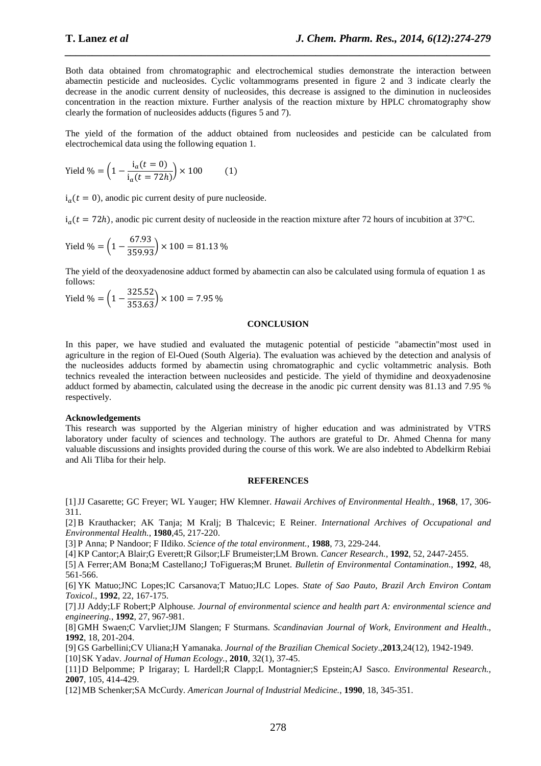Both data obtained from chromatographic and electrochemical studies demonstrate the interaction between abamectin pesticide and nucleosides. Cyclic voltammograms presented in figure 2 and 3 indicate clearly the decrease in the anodic current density of nucleosides, this decrease is assigned to the diminution in nucleosides concentration in the reaction mixture. Further analysis of the reaction mixture by HPLC chromatography show clearly the formation of nucleosides adducts (figures 5 and 7).

The yield of the formation of the adduct obtained from nucleosides and pesticide can be calculated from electrochemical data using the following equation 1.

$$\text{Yield \%} = \left(1 - \frac{i_a(t=0)}{i_a(t=72h)}\right) \times 100 \qquad (1)$$

$i_a(t=0)$, anodic pic current desity of pure nucleoside.

$i_a(t=72h)$, anodic pic current desity of nucleoside in the reaction mixture after 72 hours of incubition at 37°C.

$$\text{Yield \%} = \left(1 - \frac{67.93}{359.93}\right) \times 100 = 81.13\,\%$$

The yield of the deoxyadenosine adduct formed by abamectin can also be calculated using formula of equation 1 as follows:

$$\text{Yield \%} = \left(1 - \frac{325.52}{353.63}\right) \times 100 = 7.95\,\%$$

## CONCLUSION

In this paper, we have studied and evaluated the mutagenic potential of pesticide "abamectin"most used in agriculture in the region of El-Oued (South Algeria). The evaluation was achieved by the detection and analysis of the nucleosides adducts formed by abamectin using chromatographic and cyclic voltammetric analysis. Both technics revealed the interaction between nucleosides and pesticide. The yield of thymidine and deoxyadenosine adduct formed by abamectin, calculated using the decrease in the anodic pic current density was 81.13 and 7.95 % respectively.

**Acknowledgements**

This research was supported by the Algerian ministry of higher education and was administrated by VTRS laboratory under faculty of sciences and technology. The authors are grateful to Dr. Ahmed Chenna for many valuable discussions and insights provided during the course of this work. We are also indebted to Abdelkirm Rebiai and Ali Tliba for their help.

## REFERENCES

[1] JJ Casarette; GC Freyer; WL Yauger; HW Klemner. *Hawaii Archives of Environmental Health.*, **1968**, 17, 306-311.

[2] B Krauthacker; AK Tanja; M Kralj; B Thalcevic; E Reiner. *International Archives of Occupational and Environmental Health.*, **1980**,45, 217-220.

[3] P Anna; P Nandoor; F IIdiko. *Science of the total environment.*, **1988**, 73, 229-244.

[4] KP Cantor;A Blair;G Everett;R Gilsor;LF Brumeister;LM Brown. *Cancer Research.*, **1992**, 52, 2447-2455.

[5] A Ferrer;AM Bona;M Castellano;J ToFigueras;M Brunet. *Bulletin of Environmental Contamination.*, **1992**, 48, 561-566.

[6] YK Matuo;JNC Lopes;IC Carsanova;T Matuo;JLC Lopes. *State of Sao Pauto, Brazil Arch Environ Contam Toxicol.*, **1992**, 22, 167-175.

[7] JJ Addy;LF Robert;P Alphouse. *Journal of environmental science and health part A: environmental science and engineering.*, **1992**, 27, 967-981.

[8] GMH Swaen;C Varvliet;JJM Slangen; F Sturmans. *Scandinavian Journal of Work, Environment and Health.*, **1992**, 18, 201-204.

[9] GS Garbellini;CV Uliana;H Yamanaka. *Journal of the Brazilian Chemical Society.*,**2013**,24(12), 1942-1949.

[10] SK Yadav. *Journal of Human Ecology.*, **2010**, 32(1), 37-45.

[11] D Belpomme; P Irigaray; L Hardell;R Clapp;L Montagnier;S Epstein;AJ Sasco. *Environmental Research.*, **2007**, 105, 414-429.

[12] MB Schenker;SA McCurdy. *American Journal of Industrial Medicine.*, **1990**, 18, 345-351.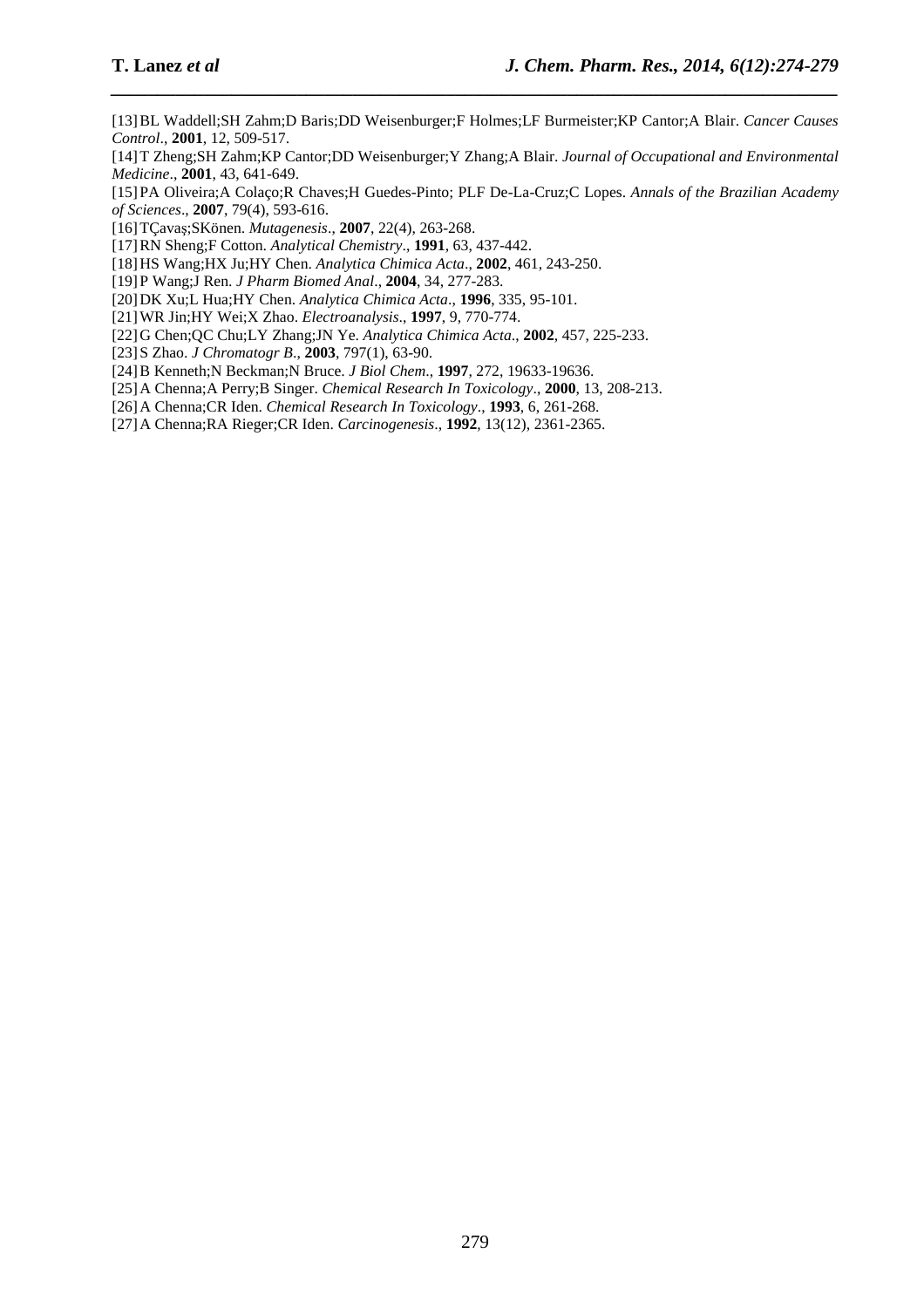[13] BL Waddell;SH Zahm;D Baris;DD Weisenburger;F Holmes;LF Burmeister;KP Cantor;A Blair. *Cancer Causes Control*., **2001**, 12, 509-517.

[14] T Zheng;SH Zahm;KP Cantor;DD Weisenburger;Y Zhang;A Blair. *Journal of Occupational and Environmental Medicine*., **2001**, 43, 641-649.

[15] PA Oliveira;A Colaço;R Chaves;H Guedes-Pinto; PLF De-La-Cruz;C Lopes. *Annals of the Brazilian Academy of Sciences*., **2007**, 79(4), 593-616.

[16] TÇavaş;SKönen. *Mutagenesis*., **2007**, 22(4), 263-268.

[17] RN Sheng;F Cotton. *Analytical Chemistry*., **1991**, 63, 437-442.

[18] HS Wang;HX Ju;HY Chen. *Analytica Chimica Acta*., **2002**, 461, 243-250.

[19] P Wang;J Ren. *J Pharm Biomed Anal*., **2004**, 34, 277-283.

[20] DK Xu;L Hua;HY Chen. *Analytica Chimica Acta*., **1996**, 335, 95-101.

[21] WR Jin;HY Wei;X Zhao. *Electroanalysis*., **1997**, 9, 770-774.

[22] G Chen;QC Chu;LY Zhang;JN Ye. *Analytica Chimica Acta*., **2002**, 457, 225-233.

[23] S Zhao. *J Chromatogr B*., **2003**, 797(1), 63-90.

[24] B Kenneth;N Beckman;N Bruce. *J Biol Chem*., **1997**, 272, 19633-19636.

[25] A Chenna;A Perry;B Singer. *Chemical Research In Toxicology*., **2000**, 13, 208-213.

[26] A Chenna;CR Iden. *Chemical Research In Toxicology*., **1993**, 6, 261-268.

[27] A Chenna;RA Rieger;CR Iden. *Carcinogenesis*., **1992**, 13(12), 2361-2365.